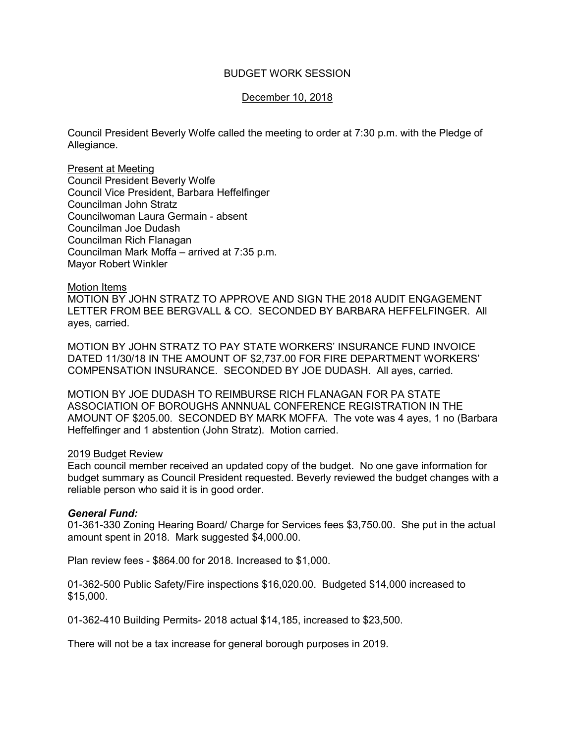# BUDGET WORK SESSION

December 10, 2018

Council President Beverly Wolfe called the meeting to order at 7:30 p.m. with the Pledge of Allegiance.

Present at Meeting
Council President Beverly Wolfe
Council Vice President, Barbara Heffelfinger
Councilman John Stratz
Councilwoman Laura Germain - absent
Councilman Joe Dudash
Councilman Rich Flanagan
Councilman Mark Moffa – arrived at 7:35 p.m.
Mayor Robert Winkler

Motion Items
MOTION BY JOHN STRATZ TO APPROVE AND SIGN THE 2018 AUDIT ENGAGEMENT LETTER FROM BEE BERGVALL & CO. SECONDED BY BARBARA HEFFELFINGER. All ayes, carried.

MOTION BY JOHN STRATZ TO PAY STATE WORKERS' INSURANCE FUND INVOICE DATED 11/30/18 IN THE AMOUNT OF $2,737.00 FOR FIRE DEPARTMENT WORKERS' COMPENSATION INSURANCE. SECONDED BY JOE DUDASH. All ayes, carried.

MOTION BY JOE DUDASH TO REIMBURSE RICH FLANAGAN FOR PA STATE ASSOCIATION OF BOROUGHS ANNNUAL CONFERENCE REGISTRATION IN THE AMOUNT OF $205.00. SECONDED BY MARK MOFFA. The vote was 4 ayes, 1 no (Barbara Heffelfinger and 1 abstention (John Stratz). Motion carried.

2019 Budget Review
Each council member received an updated copy of the budget. No one gave information for budget summary as Council President requested. Beverly reviewed the budget changes with a reliable person who said it is in good order.

***General Fund:***
01-361-330 Zoning Hearing Board/ Charge for Services fees $3,750.00. She put in the actual amount spent in 2018. Mark suggested $4,000.00.

Plan review fees - $864.00 for 2018. Increased to $1,000.

01-362-500 Public Safety/Fire inspections $16,020.00. Budgeted $14,000 increased to $15,000.

01-362-410 Building Permits- 2018 actual $14,185, increased to $23,500.

There will not be a tax increase for general borough purposes in 2019.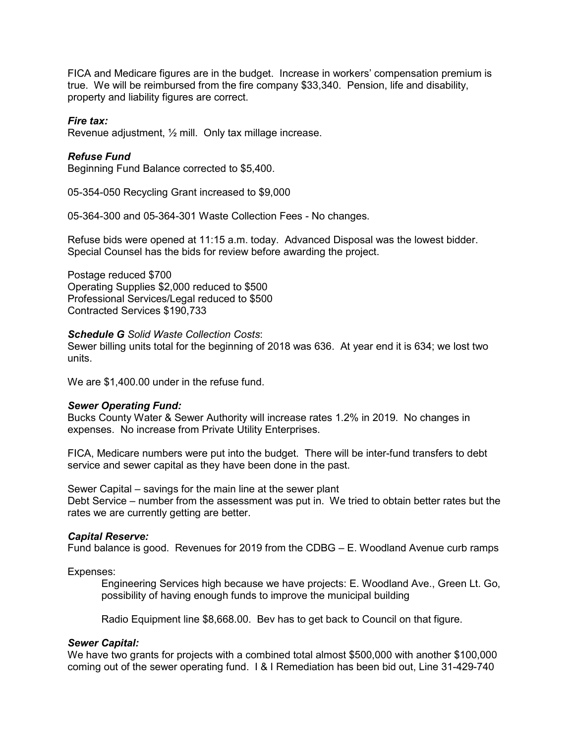FICA and Medicare figures are in the budget. Increase in workers' compensation premium is true. We will be reimbursed from the fire company $33,340. Pension, life and disability, property and liability figures are correct.

***Fire tax:***
Revenue adjustment, ½ mill. Only tax millage increase.

***Refuse Fund***
Beginning Fund Balance corrected to $5,400.

05-354-050 Recycling Grant increased to $9,000

05-364-300 and 05-364-301 Waste Collection Fees - No changes.

Refuse bids were opened at 11:15 a.m. today. Advanced Disposal was the lowest bidder. Special Counsel has the bids for review before awarding the project.

Postage reduced $700
Operating Supplies $2,000 reduced to $500
Professional Services/Legal reduced to $500
Contracted Services $190,733

***Schedule G*** *Solid Waste Collection Costs*:
Sewer billing units total for the beginning of 2018 was 636. At year end it is 634; we lost two units.

We are $1,400.00 under in the refuse fund.

***Sewer Operating Fund:***
Bucks County Water & Sewer Authority will increase rates 1.2% in 2019. No changes in expenses. No increase from Private Utility Enterprises.

FICA, Medicare numbers were put into the budget. There will be inter-fund transfers to debt service and sewer capital as they have been done in the past.

Sewer Capital – savings for the main line at the sewer plant
Debt Service – number from the assessment was put in. We tried to obtain better rates but the rates we are currently getting are better.

***Capital Reserve:***
Fund balance is good. Revenues for 2019 from the CDBG – E. Woodland Avenue curb ramps

Expenses:

> Engineering Services high because we have projects: E. Woodland Ave., Green Lt. Go, possibility of having enough funds to improve the municipal building
>
> Radio Equipment line $8,668.00. Bev has to get back to Council on that figure.

***Sewer Capital:***
We have two grants for projects with a combined total almost $500,000 with another $100,000 coming out of the sewer operating fund. I & I Remediation has been bid out, Line 31-429-740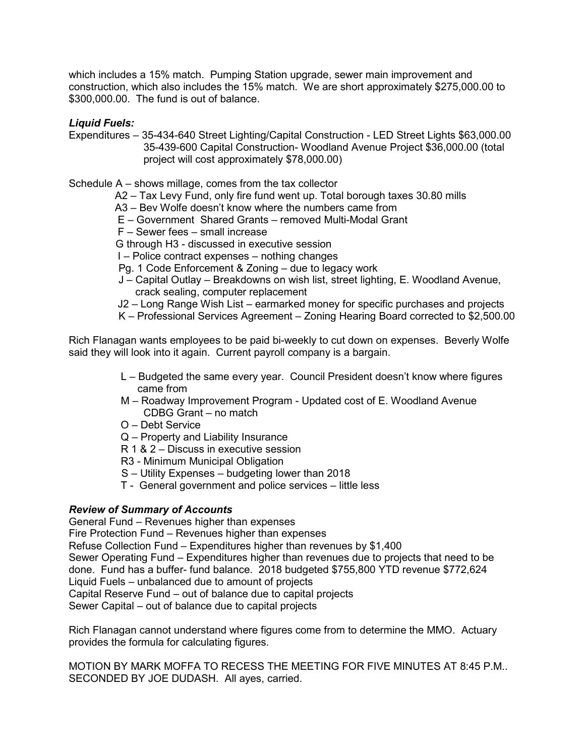which includes a 15% match. Pumping Station upgrade, sewer main improvement and construction, which also includes the 15% match. We are short approximately $275,000.00 to $300,000.00. The fund is out of balance.

***Liquid Fuels:***

Expenditures – 35-434-640 Street Lighting/Capital Construction - LED Street Lights $63,000.00
35-439-600 Capital Construction- Woodland Avenue Project $36,000.00 (total project will cost approximately $78,000.00)

Schedule A – shows millage, comes from the tax collector
- A2 – Tax Levy Fund, only fire fund went up. Total borough taxes 30.80 mills
- A3 – Bev Wolfe doesn't know where the numbers came from
- E – Government Shared Grants – removed Multi-Modal Grant
- F – Sewer fees – small increase
- G through H3 - discussed in executive session
- I – Police contract expenses – nothing changes
- Pg. 1 Code Enforcement & Zoning – due to legacy work
- J – Capital Outlay – Breakdowns on wish list, street lighting, E. Woodland Avenue, crack sealing, computer replacement
- J2 – Long Range Wish List – earmarked money for specific purchases and projects
- K – Professional Services Agreement – Zoning Hearing Board corrected to $2,500.00

Rich Flanagan wants employees to be paid bi-weekly to cut down on expenses. Beverly Wolfe said they will look into it again. Current payroll company is a bargain.

- L – Budgeted the same every year. Council President doesn't know where figures came from
- M – Roadway Improvement Program - Updated cost of E. Woodland Avenue CDBG Grant – no match
- O – Debt Service
- Q – Property and Liability Insurance
- R 1 & 2 – Discuss in executive session
- R3 - Minimum Municipal Obligation
- S – Utility Expenses – budgeting lower than 2018
- T - General government and police services – little less

***Review of Summary of Accounts***

General Fund – Revenues higher than expenses
Fire Protection Fund – Revenues higher than expenses
Refuse Collection Fund – Expenditures higher than revenues by $1,400
Sewer Operating Fund – Expenditures higher than revenues due to projects that need to be done. Fund has a buffer- fund balance. 2018 budgeted $755,800 YTD revenue $772,624
Liquid Fuels – unbalanced due to amount of projects
Capital Reserve Fund – out of balance due to capital projects
Sewer Capital – out of balance due to capital projects

Rich Flanagan cannot understand where figures come from to determine the MMO. Actuary provides the formula for calculating figures.

MOTION BY MARK MOFFA TO RECESS THE MEETING FOR FIVE MINUTES AT 8:45 P.M.. SECONDED BY JOE DUDASH. All ayes, carried.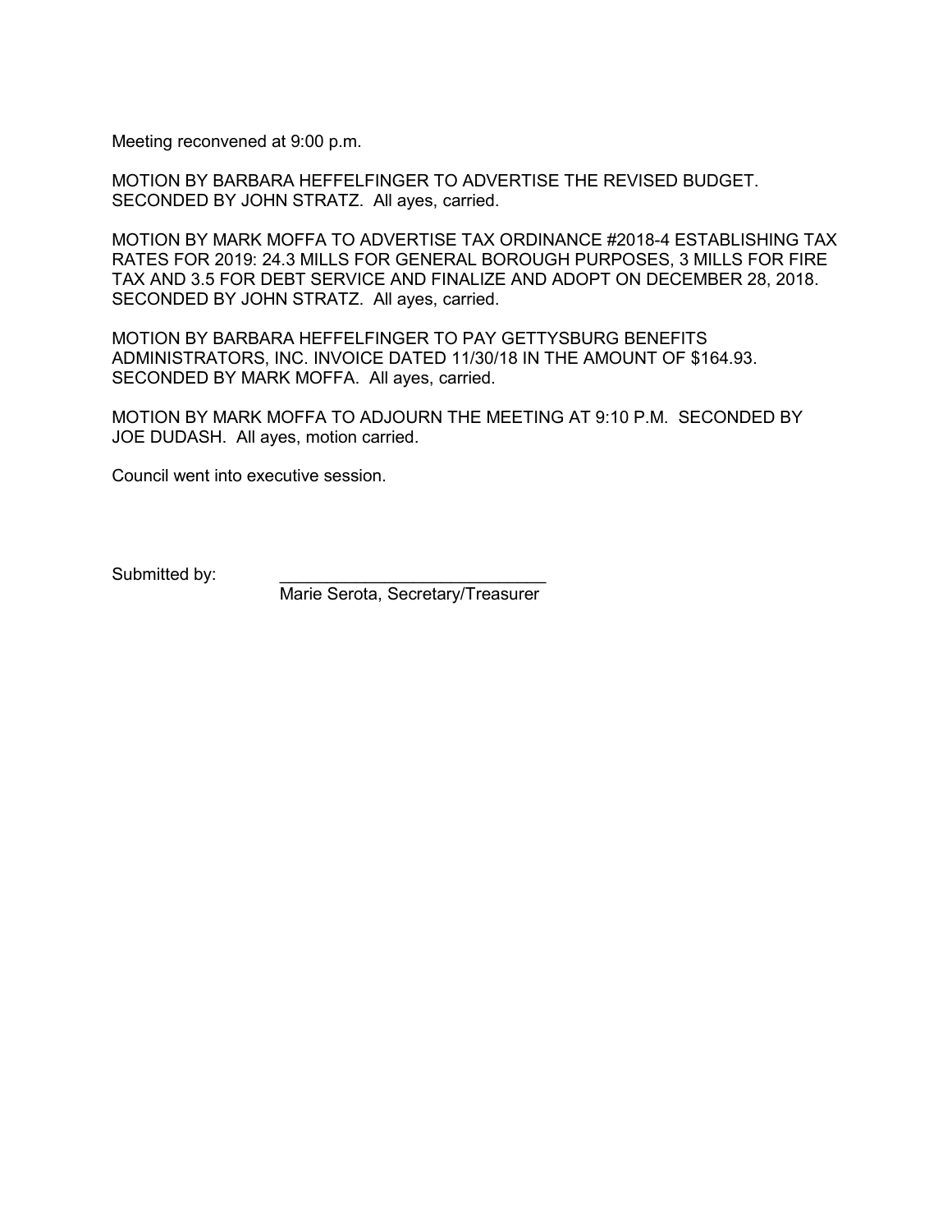Meeting reconvened at 9:00 p.m.

MOTION BY BARBARA HEFFELFINGER TO ADVERTISE THE REVISED BUDGET. SECONDED BY JOHN STRATZ. All ayes, carried.

MOTION BY MARK MOFFA TO ADVERTISE TAX ORDINANCE #2018-4 ESTABLISHING TAX RATES FOR 2019: 24.3 MILLS FOR GENERAL BOROUGH PURPOSES, 3 MILLS FOR FIRE TAX AND 3.5 FOR DEBT SERVICE AND FINALIZE AND ADOPT ON DECEMBER 28, 2018. SECONDED BY JOHN STRATZ. All ayes, carried.

MOTION BY BARBARA HEFFELFINGER TO PAY GETTYSBURG BENEFITS ADMINISTRATORS, INC. INVOICE DATED 11/30/18 IN THE AMOUNT OF $164.93. SECONDED BY MARK MOFFA. All ayes, carried.

MOTION BY MARK MOFFA TO ADJOURN THE MEETING AT 9:10 P.M. SECONDED BY JOE DUDASH. All ayes, motion carried.

Council went into executive session.

Submitted by: ____________________________

Marie Serota, Secretary/Treasurer